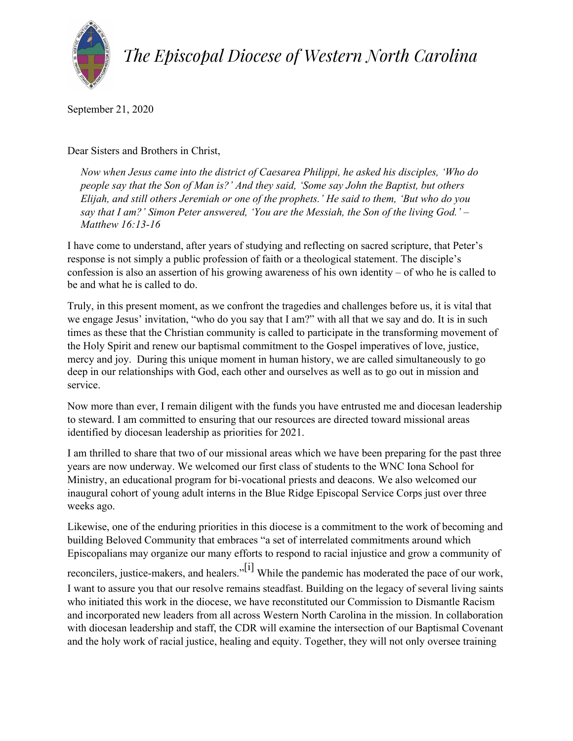# *The Episcopal Diocese of Western North Carolina*

September 21, 2020

Dear Sisters and Brothers in Christ,

> *Now when Jesus came into the district of Caesarea Philippi, he asked his disciples, 'Who do people say that the Son of Man is?' And they said, 'Some say John the Baptist, but others Elijah, and still others Jeremiah or one of the prophets.' He said to them, 'But who do you say that I am?' Simon Peter answered, 'You are the Messiah, the Son of the living God.' – Matthew 16:13-16*

I have come to understand, after years of studying and reflecting on sacred scripture, that Peter's response is not simply a public profession of faith or a theological statement. The disciple's confession is also an assertion of his growing awareness of his own identity – of who he is called to be and what he is called to do.

Truly, in this present moment, as we confront the tragedies and challenges before us, it is vital that we engage Jesus' invitation, "who do you say that I am?" with all that we say and do. It is in such times as these that the Christian community is called to participate in the transforming movement of the Holy Spirit and renew our baptismal commitment to the Gospel imperatives of love, justice, mercy and joy. During this unique moment in human history, we are called simultaneously to go deep in our relationships with God, each other and ourselves as well as to go out in mission and service.

Now more than ever, I remain diligent with the funds you have entrusted me and diocesan leadership to steward. I am committed to ensuring that our resources are directed toward missional areas identified by diocesan leadership as priorities for 2021.

I am thrilled to share that two of our missional areas which we have been preparing for the past three years are now underway. We welcomed our first class of students to the WNC Iona School for Ministry, an educational program for bi-vocational priests and deacons. We also welcomed our inaugural cohort of young adult interns in the Blue Ridge Episcopal Service Corps just over three weeks ago.

Likewise, one of the enduring priorities in this diocese is a commitment to the work of becoming and building Beloved Community that embraces "a set of interrelated commitments around which Episcopalians may organize our many efforts to respond to racial injustice and grow a community of reconcilers, justice-makers, and healers."[i] While the pandemic has moderated the pace of our work, I want to assure you that our resolve remains steadfast. Building on the legacy of several living saints who initiated this work in the diocese, we have reconstituted our Commission to Dismantle Racism and incorporated new leaders from all across Western North Carolina in the mission. In collaboration with diocesan leadership and staff, the CDR will examine the intersection of our Baptismal Covenant and the holy work of racial justice, healing and equity. Together, they will not only oversee training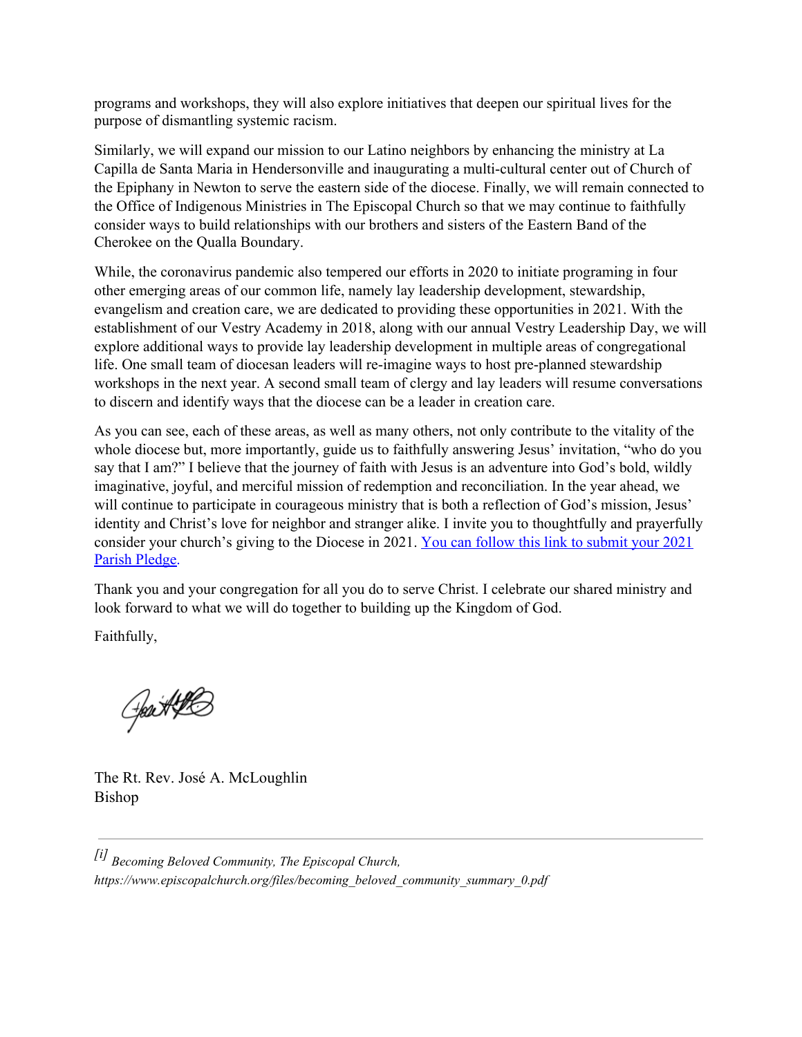programs and workshops, they will also explore initiatives that deepen our spiritual lives for the purpose of dismantling systemic racism.

Similarly, we will expand our mission to our Latino neighbors by enhancing the ministry at La Capilla de Santa Maria in Hendersonville and inaugurating a multi-cultural center out of Church of the Epiphany in Newton to serve the eastern side of the diocese. Finally, we will remain connected to the Office of Indigenous Ministries in The Episcopal Church so that we may continue to faithfully consider ways to build relationships with our brothers and sisters of the Eastern Band of the Cherokee on the Qualla Boundary.

While, the coronavirus pandemic also tempered our efforts in 2020 to initiate programing in four other emerging areas of our common life, namely lay leadership development, stewardship, evangelism and creation care, we are dedicated to providing these opportunities in 2021. With the establishment of our Vestry Academy in 2018, along with our annual Vestry Leadership Day, we will explore additional ways to provide lay leadership development in multiple areas of congregational life. One small team of diocesan leaders will re-imagine ways to host pre-planned stewardship workshops in the next year. A second small team of clergy and lay leaders will resume conversations to discern and identify ways that the diocese can be a leader in creation care.

As you can see, each of these areas, as well as many others, not only contribute to the vitality of the whole diocese but, more importantly, guide us to faithfully answering Jesus' invitation, "who do you say that I am?" I believe that the journey of faith with Jesus is an adventure into God's bold, wildly imaginative, joyful, and merciful mission of redemption and reconciliation. In the year ahead, we will continue to participate in courageous ministry that is both a reflection of God's mission, Jesus' identity and Christ's love for neighbor and stranger alike. I invite you to thoughtfully and prayerfully consider your church's giving to the Diocese in 2021. [You can follow this link to submit your 2021 Parish Pledge].

Thank you and your congregation for all you do to serve Christ. I celebrate our shared ministry and look forward to what we will do together to building up the Kingdom of God.

Faithfully,

The Rt. Rev. José A. McLoughlin
Bishop

---

[i] *Becoming Beloved Community, The Episcopal Church, https://www.episcopalchurch.org/files/becoming_beloved_community_summary_0.pdf*